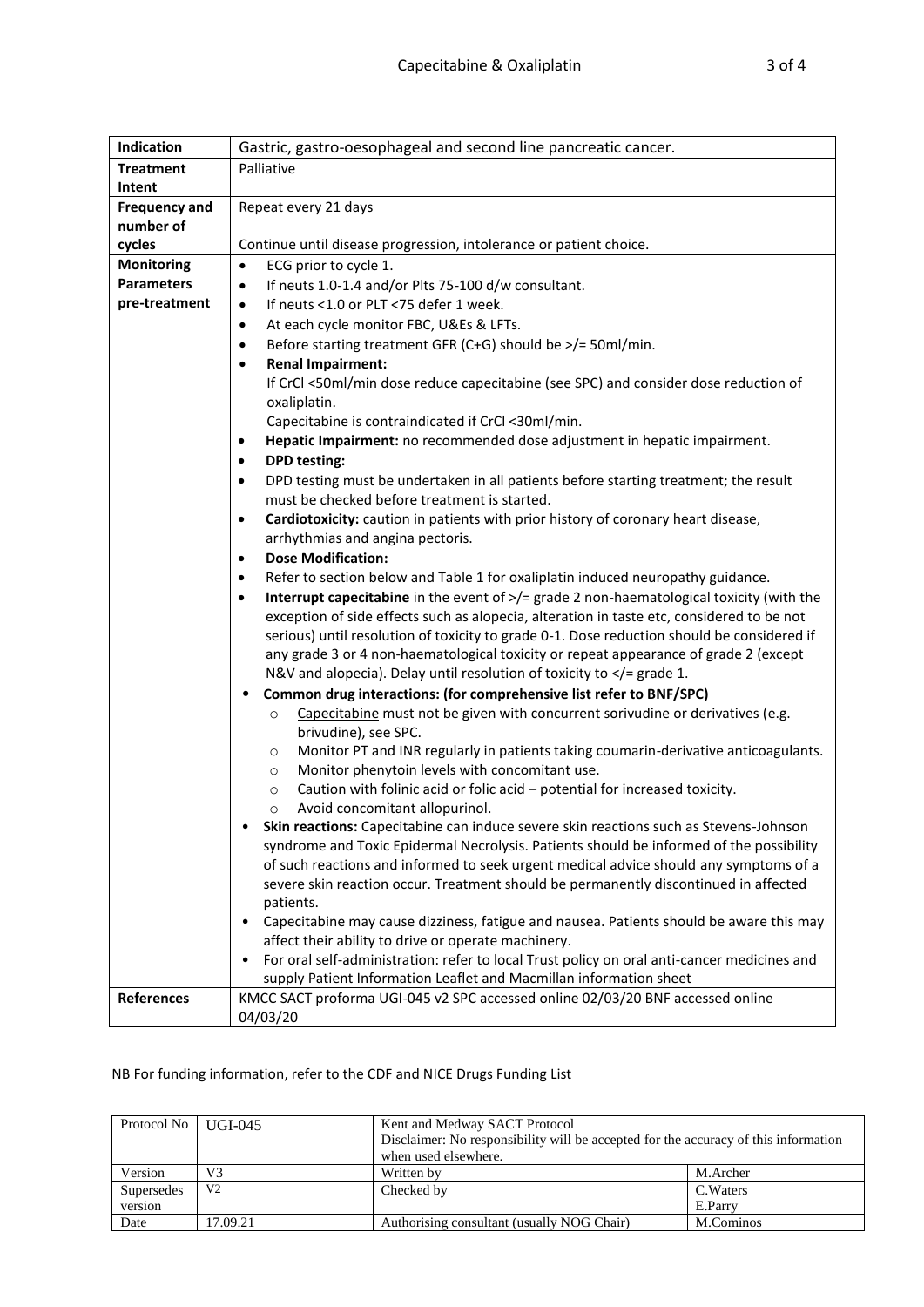| | |
|---|---|
| **Indication** | Gastric, gastro-oesophageal and second line pancreatic cancer. |
| **Treatment Intent** | Palliative |
| **Frequency and number of cycles** | Repeat every 21 days<br><br>Continue until disease progression, intolerance or patient choice. |
| **Monitoring Parameters pre-treatment** | • ECG prior to cycle 1.<br>• If neuts 1.0-1.4 and/or Plts 75-100 d/w consultant.<br>• If neuts <1.0 or PLT <75 defer 1 week.<br>• At each cycle monitor FBC, U&Es & LFTs.<br>• Before starting treatment GFR (C+G) should be >/= 50ml/min.<br>• **Renal Impairment:**<br>If CrCl <50ml/min dose reduce capecitabine (see SPC) and consider dose reduction of oxaliplatin.<br>Capecitabine is contraindicated if CrCl <30ml/min.<br>• **Hepatic Impairment:** no recommended dose adjustment in hepatic impairment.<br>• **DPD testing:**<br>• DPD testing must be undertaken in all patients before starting treatment; the result must be checked before treatment is started.<br>• **Cardiotoxicity:** caution in patients with prior history of coronary heart disease, arrhythmias and angina pectoris.<br>• **Dose Modification:**<br>• Refer to section below and Table 1 for oxaliplatin induced neuropathy guidance.<br>• **Interrupt capecitabine** in the event of >/= grade 2 non-haematological toxicity (with the exception of side effects such as alopecia, alteration in taste etc, considered to be not serious) until resolution of toxicity to grade 0-1. Dose reduction should be considered if any grade 3 or 4 non-haematological toxicity or repeat appearance of grade 2 (except N&V and alopecia). Delay until resolution of toxicity to </= grade 1.<br>• **Common drug interactions: (for comprehensive list refer to BNF/SPC)**<br>  ○ Capecitabine must not be given with concurrent sorivudine or derivatives (e.g. brivudine), see SPC.<br>  ○ Monitor PT and INR regularly in patients taking coumarin-derivative anticoagulants.<br>  ○ Monitor phenytoin levels with concomitant use.<br>  ○ Caution with folinic acid or folic acid – potential for increased toxicity.<br>  ○ Avoid concomitant allopurinol.<br>• **Skin reactions:** Capecitabine can induce severe skin reactions such as Stevens-Johnson syndrome and Toxic Epidermal Necrolysis. Patients should be informed of the possibility of such reactions and informed to seek urgent medical advice should any symptoms of a severe skin reaction occur. Treatment should be permanently discontinued in affected patients.<br>• Capecitabine may cause dizziness, fatigue and nausea. Patients should be aware this may affect their ability to drive or operate machinery.<br>• For oral self-administration: refer to local Trust policy on oral anti-cancer medicines and supply Patient Information Leaflet and Macmillan information sheet |
| **References** | KMCC SACT proforma UGI-045 v2 SPC accessed online 02/03/20 BNF accessed online 04/03/20 |

NB For funding information, refer to the CDF and NICE Drugs Funding List

| | | | |
|---|---|---|---|
| Protocol No | UGI-045 | Kent and Medway SACT Protocol<br>Disclaimer: No responsibility will be accepted for the accuracy of this information when used elsewhere. | |
| Version | V3 | Written by | M.Archer |
| Supersedes version | V2 | Checked by | C.Waters<br>E.Parry |
| Date | 17.09.21 | Authorising consultant (usually NOG Chair) | M.Cominos |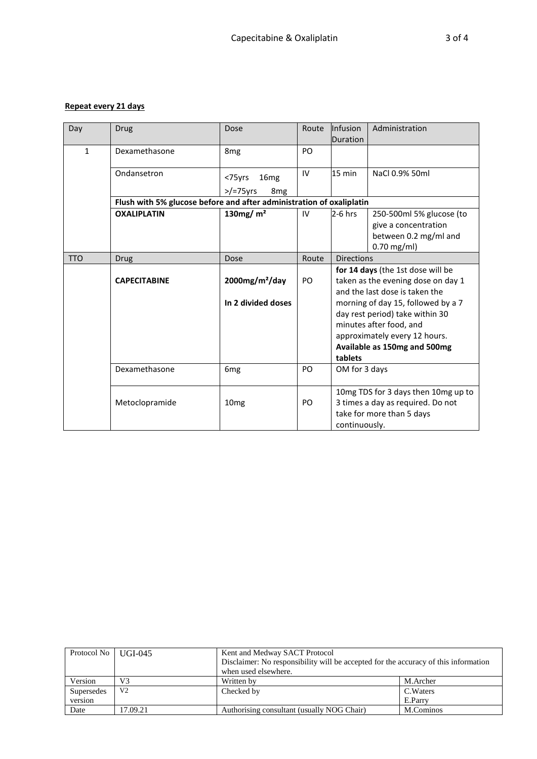**Repeat every 21 days**

| Day | Drug | Dose | Route | Infusion Duration | Administration |
|---|---|---|---|---|---|
| 1 | Dexamethasone | 8mg | PO | | |
| | Ondansetron | <75yrs 16mg<br>>/=75yrs 8mg | IV | 15 min | NaCl 0.9% 50ml |
| | **Flush with 5% glucose before and after administration of oxaliplatin** | | | | |
| | **OXALIPLATIN** | **130mg/ m²** | IV | 2-6 hrs | 250-500ml 5% glucose (to give a concentration between 0.2 mg/ml and 0.70 mg/ml) |
| TTO | Drug | Dose | Route | Directions | |
| | **CAPECITABINE** | **2000mg/m²/day**<br><br>**In 2 divided doses** | PO | **for 14 days** (the 1st dose will be taken as the evening dose on day 1 and the last dose is taken the morning of day 15, followed by a 7 day rest period) take within 30 minutes after food, and approximately every 12 hours. **Available as 150mg and 500mg tablets** | |
| | Dexamethasone | 6mg | PO | OM for 3 days | |
| | Metoclopramide | 10mg | PO | 10mg TDS for 3 days then 10mg up to 3 times a day as required. Do not take for more than 5 days continuously. | |

| Protocol No | UGI-045 | Kent and Medway SACT Protocol<br>Disclaimer: No responsibility will be accepted for the accuracy of this information when used elsewhere. | |
|---|---|---|---|
| Version | V3 | Written by | M.Archer |
| Supersedes version | V2 | Checked by | C.Waters<br>E.Parry |
| Date | 17.09.21 | Authorising consultant (usually NOG Chair) | M.Cominos |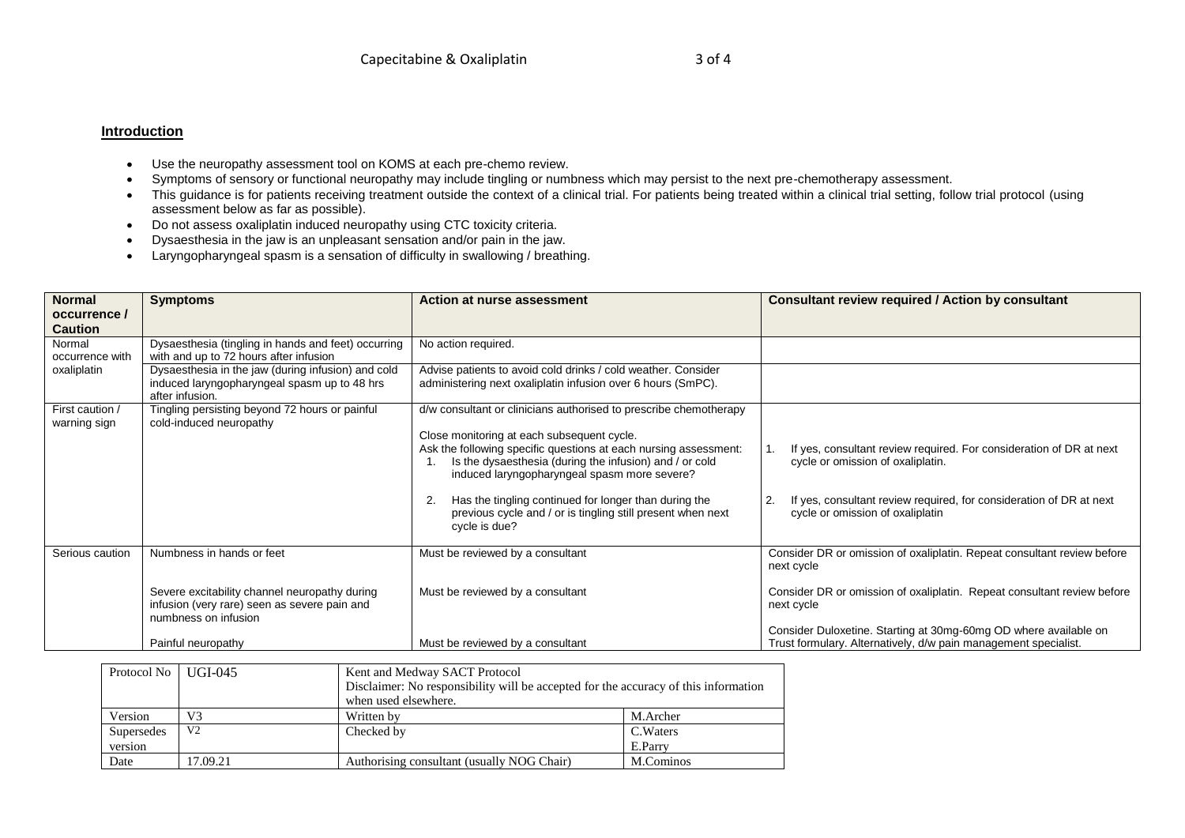## Introduction

- Use the neuropathy assessment tool on KOMS at each pre-chemo review.
- Symptoms of sensory or functional neuropathy may include tingling or numbness which may persist to the next pre-chemotherapy assessment.
- This guidance is for patients receiving treatment outside the context of a clinical trial. For patients being treated within a clinical trial setting, follow trial protocol (using assessment below as far as possible).
- Do not assess oxaliplatin induced neuropathy using CTC toxicity criteria.
- Dysaesthesia in the jaw is an unpleasant sensation and/or pain in the jaw.
- Laryngopharyngeal spasm is a sensation of difficulty in swallowing / breathing.

| Normal occurrence / Caution | Symptoms | Action at nurse assessment | Consultant review required / Action by consultant |
|---|---|---|---|
| Normal occurrence with oxaliplatin | Dysaesthesia (tingling in hands and feet) occurring with and up to 72 hours after infusion | No action required. | |
| | Dysaesthesia in the jaw (during infusion) and cold induced laryngopharyngeal spasm up to 48 hrs after infusion. | Advise patients to avoid cold drinks / cold weather. Consider administering next oxaliplatin infusion over 6 hours (SmPC). | |
| First caution / warning sign | Tingling persisting beyond 72 hours or painful cold-induced neuropathy | d/w consultant or clinicians authorised to prescribe chemotherapy<br><br>Close monitoring at each subsequent cycle.<br>Ask the following specific questions at each nursing assessment:<br>1. Is the dysaesthesia (during the infusion) and / or cold induced laryngopharyngeal spasm more severe?<br><br>2. Has the tingling continued for longer than during the previous cycle and / or is tingling still present when next cycle is due? | 1. If yes, consultant review required. For consideration of DR at next cycle or omission of oxaliplatin.<br><br>2. If yes, consultant review required, for consideration of DR at next cycle or omission of oxaliplatin |
| Serious caution | Numbness in hands or feet | Must be reviewed by a consultant | Consider DR or omission of oxaliplatin. Repeat consultant review before next cycle |
| | Severe excitability channel neuropathy during infusion (very rare) seen as severe pain and numbness on infusion | Must be reviewed by a consultant | Consider DR or omission of oxaliplatin. Repeat consultant review before next cycle |
| | Painful neuropathy | Must be reviewed by a consultant | Consider Duloxetine. Starting at 30mg-60mg OD where available on Trust formulary. Alternatively, d/w pain management specialist. |

| Protocol No | UGI-045 | Kent and Medway SACT Protocol<br>Disclaimer: No responsibility will be accepted for the accuracy of this information when used elsewhere. | |
|---|---|---|---|
| Version | V3 | Written by | M.Archer |
| Supersedes version | V2 | Checked by | C.Waters<br>E.Parry |
| Date | 17.09.21 | Authorising consultant (usually NOG Chair) | M.Cominos |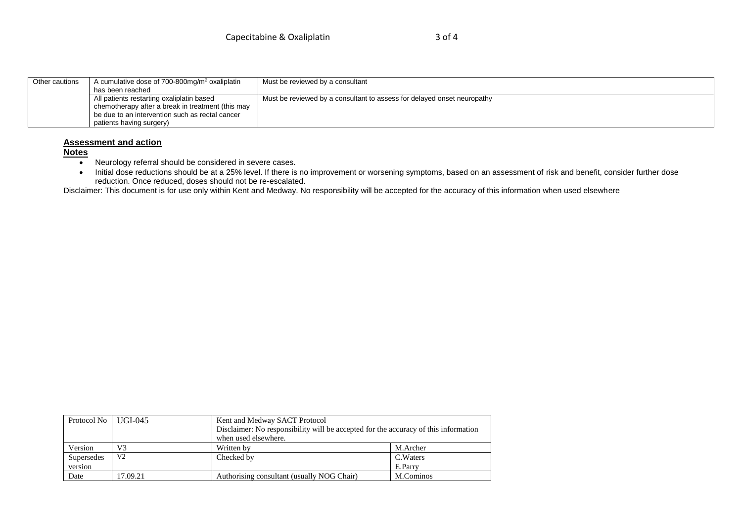| | | |
|---|---|---|
| Other cautions | A cumulative dose of 700-800mg/m$^2$ oxaliplatin has been reached | Must be reviewed by a consultant |
| | All patients restarting oxaliplatin based chemotherapy after a break in treatment (this may be due to an intervention such as rectal cancer patients having surgery) | Must be reviewed by a consultant to assess for delayed onset neuropathy |

**Assessment and action**

**Notes**

- Neurology referral should be considered in severe cases.
- Initial dose reductions should be at a 25% level. If there is no improvement or worsening symptoms, based on an assessment of risk and benefit, consider further dose reduction. Once reduced, doses should not be re-escalated.

Disclaimer: This document is for use only within Kent and Medway. No responsibility will be accepted for the accuracy of this information when used elsewhere

| | | | |
|---|---|---|---|
| Protocol No | UGI-045 | Kent and Medway SACT Protocol<br>Disclaimer: No responsibility will be accepted for the accuracy of this information when used elsewhere. | |
| Version | V3 | Written by | M.Archer |
| Supersedes version | V2 | Checked by | C.Waters<br>E.Parry |
| Date | 17.09.21 | Authorising consultant (usually NOG Chair) | M.Cominos |